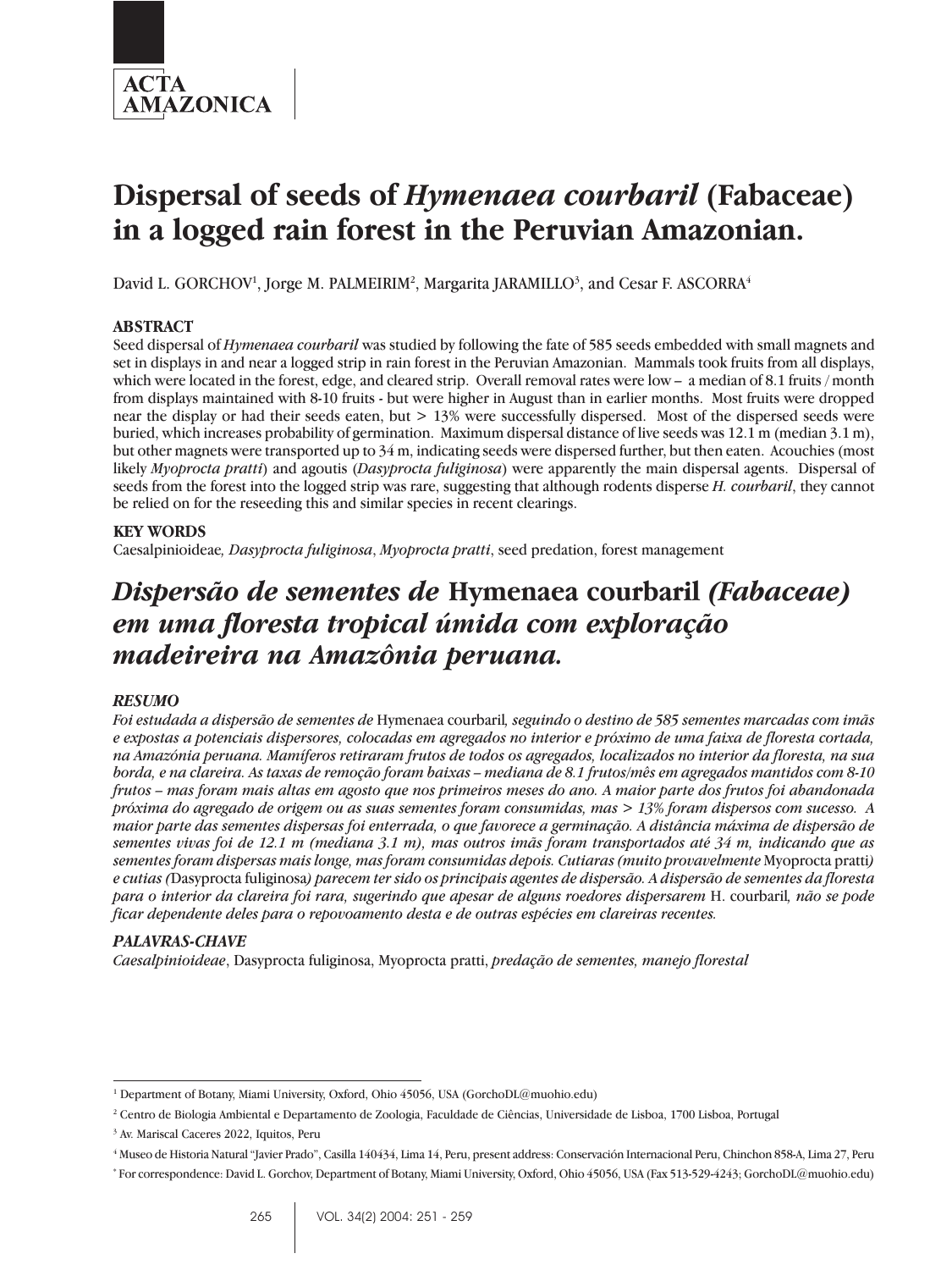# Dispersal of seeds of *Hymenaea courbaril* (Fabaceae) in a logged rain forest in the Peruvian Amazonian.

David L. GORCHOV[1], Jorge M. PALMEIRIM[2], Margarita JARAMILLO[3], and Cesar F. ASCORRA[4]

### ABSTRACT

Seed dispersal of *Hymenaea courbaril* was studied by following the fate of 585 seeds embedded with small magnets and set in displays in and near a logged strip in rain forest in the Peruvian Amazonian. Mammals took fruits from all displays, which were located in the forest, edge, and cleared strip. Overall removal rates were low – a median of 8.1 fruits / month from displays maintained with 8-10 fruits - but were higher in August than in earlier months. Most fruits were dropped near the display or had their seeds eaten, but > 13% were successfully dispersed. Most of the dispersed seeds were buried, which increases probability of germination. Maximum dispersal distance of live seeds was 12.1 m (median 3.1 m), but other magnets were transported up to 34 m, indicating seeds were dispersed further, but then eaten. Acouchies (most likely *Myoprocta pratti*) and agoutis (*Dasyprocta fuliginosa*) were apparently the main dispersal agents. Dispersal of seeds from the forest into the logged strip was rare, suggesting that although rodents disperse *H. courbaril*, they cannot be relied on for the reseeding this and similar species in recent clearings.

### KEY WORDS

Caesalpinioideae*, Dasyprocta fuliginosa*, *Myoprocta pratti*, seed predation, forest management

# *Dispersão de sementes de* Hymenaea courbaril *(Fabaceae) em uma floresta tropical úmida com exploração madeireira na Amazônia peruana.*

### *RESUMO*

*Foi estudada a dispersão de sementes de* Hymenaea courbaril*, seguindo o destino de 585 sementes marcadas com imãs e expostas a potenciais dispersores, colocadas em agregados no interior e próximo de uma faixa de floresta cortada, na Amazônia peruana. Mamíferos retiraram frutos de todos os agregados, localizados no interior da floresta, na sua borda, e na clareira. As taxas de remoção foram baixas – mediana de 8.1 frutos/mês em agregados mantidos com 8-10 frutos – mas foram mais altas em agosto que nos primeiros meses do ano. A maior parte dos frutos foi abandonada próxima do agregado de origem ou as suas sementes foram consumidas, mas > 13% foram dispersos com sucesso. A maior parte das sementes dispersas foi enterrada, o que favorece a germinação. A distância máxima de dispersão de sementes vivas foi de 12.1 m (mediana 3.1 m), mas outros imãs foram transportados até 34 m, indicando que as sementes foram dispersas mais longe, mas foram consumidas depois. Cutiaras (muito provavelmente* Myoprocta pratti*) e cutias (*Dasyprocta fuliginosa*) parecem ter sido os principais agentes de dispersão. A dispersão de sementes da floresta para o interior da clareira foi rara, sugerindo que apesar de alguns roedores dispersarem* H. courbaril*, não se pode ficar dependente deles para o repovoamento desta e de outras espécies em clareiras recentes.*

### *PALAVRAS-CHAVE*

*Caesalpinioideae*, Dasyprocta fuliginosa, Myoprocta pratti, *predação de sementes, manejo florestal*

---

[1] Department of Botany, Miami University, Oxford, Ohio 45056, USA (GorchoDL@muohio.edu)

[2] Centro de Biologia Ambiental e Departamento de Zoologia, Faculdade de Ciências, Universidade de Lisboa, 1700 Lisboa, Portugal

[3] Av. Mariscal Caceres 2022, Iquitos, Peru

[4] Museo de Historia Natural "Javier Prado", Casilla 140434, Lima 14, Peru, present address: Conservación Internacional Peru, Chinchon 858-A, Lima 27, Peru

[*] For correspondence: David L. Gorchov, Department of Botany, Miami University, Oxford, Ohio 45056, USA (Fax 513-529-4243; GorchoDL@muohio.edu)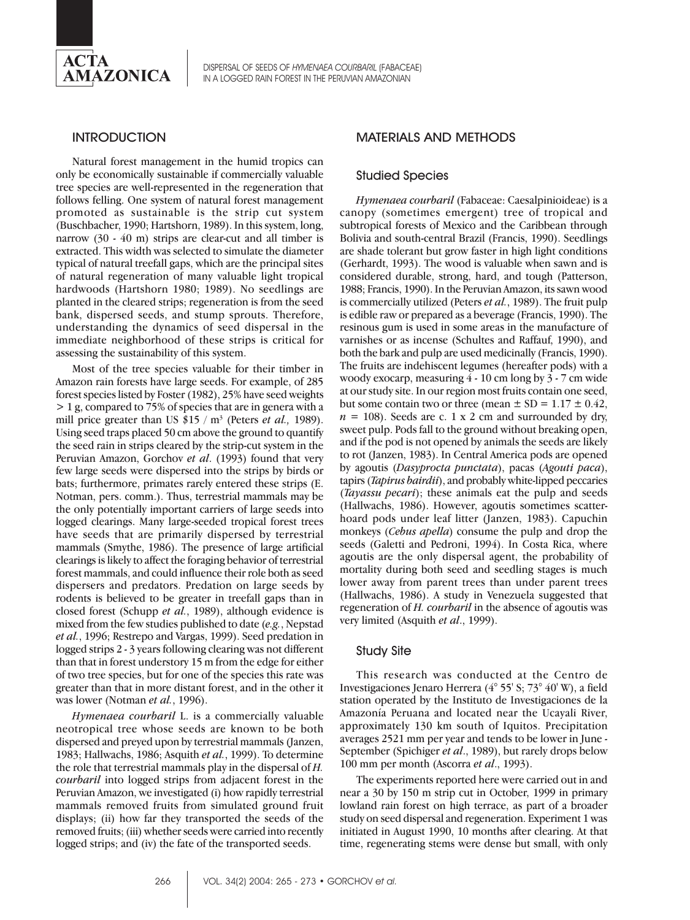## INTRODUCTION

Natural forest management in the humid tropics can only be economically sustainable if commercially valuable tree species are well-represented in the regeneration that follows felling. One system of natural forest management promoted as sustainable is the strip cut system (Buschbacher, 1990; Hartshorn, 1989). In this system, long, narrow (30 - 40 m) strips are clear-cut and all timber is extracted. This width was selected to simulate the diameter typical of natural treefall gaps, which are the principal sites of natural regeneration of many valuable light tropical hardwoods (Hartshorn 1980; 1989). No seedlings are planted in the cleared strips; regeneration is from the seed bank, dispersed seeds, and stump sprouts. Therefore, understanding the dynamics of seed dispersal in the immediate neighborhood of these strips is critical for assessing the sustainability of this system.

Most of the tree species valuable for their timber in Amazon rain forests have large seeds. For example, of 285 forest species listed by Foster (1982), 25% have seed weights > 1 g, compared to 75% of species that are in genera with a mill price greater than US \$15 / m$^3$ (Peters *et al.,* 1989). Using seed traps placed 50 cm above the ground to quantify the seed rain in strips cleared by the strip-cut system in the Peruvian Amazon, Gorchov *et al*. (1993) found that very few large seeds were dispersed into the strips by birds or bats; furthermore, primates rarely entered these strips (E. Notman, pers. comm.). Thus, terrestrial mammals may be the only potentially important carriers of large seeds into logged clearings. Many large-seeded tropical forest trees have seeds that are primarily dispersed by terrestrial mammals (Smythe, 1986). The presence of large artificial clearings is likely to affect the foraging behavior of terrestrial forest mammals, and could influence their role both as seed dispersers and predators. Predation on large seeds by rodents is believed to be greater in treefall gaps than in closed forest (Schupp *et al.*, 1989), although evidence is mixed from the few studies published to date (*e.g.*, Nepstad *et al.*, 1996; Restrepo and Vargas, 1999). Seed predation in logged strips 2 - 3 years following clearing was not different than that in forest understory 15 m from the edge for either of two tree species, but for one of the species this rate was greater than that in more distant forest, and in the other it was lower (Notman *et al.*, 1996).

*Hymenaea courbaril* L. is a commercially valuable neotropical tree whose seeds are known to be both dispersed and preyed upon by terrestrial mammals (Janzen, 1983; Hallwachs, 1986; Asquith *et al.*, 1999). To determine the role that terrestrial mammals play in the dispersal of *H. courbaril* into logged strips from adjacent forest in the Peruvian Amazon, we investigated (i) how rapidly terrestrial mammals removed fruits from simulated ground fruit displays; (ii) how far they transported the seeds of the removed fruits; (iii) whether seeds were carried into recently logged strips; and (iv) the fate of the transported seeds.

## MATERIALS AND METHODS

### Studied Species

*Hymenaea courbaril* (Fabaceae: Caesalpinioideae) is a canopy (sometimes emergent) tree of tropical and subtropical forests of Mexico and the Caribbean through Bolivia and south-central Brazil (Francis, 1990). Seedlings are shade tolerant but grow faster in high light conditions (Gerhardt, 1993). The wood is valuable when sawn and is considered durable, strong, hard, and tough (Patterson, 1988; Francis, 1990). In the Peruvian Amazon, its sawn wood is commercially utilized (Peters *et al.*, 1989). The fruit pulp is edible raw or prepared as a beverage (Francis, 1990). The resinous gum is used in some areas in the manufacture of varnishes or as incense (Schultes and Raffauf, 1990), and both the bark and pulp are used medicinally (Francis, 1990). The fruits are indehiscent legumes (hereafter pods) with a woody exocarp, measuring 4 - 10 cm long by 3 - 7 cm wide at our study site. In our region most fruits contain one seed, but some contain two or three (mean ± SD = 1.17 ± 0.42, $n$ = 108). Seeds are c. 1 x 2 cm and surrounded by dry, sweet pulp. Pods fall to the ground without breaking open, and if the pod is not opened by animals the seeds are likely to rot (Janzen, 1983). In Central America pods are opened by agoutis (*Dasyprocta punctata*), pacas (*Agouti paca*), tapirs (*Tapirus bairdii*), and probably white-lipped peccaries (*Tayassu pecari*); these animals eat the pulp and seeds (Hallwachs, 1986). However, agoutis sometimes scatter-hoard pods under leaf litter (Janzen, 1983). Capuchin monkeys (*Cebus apella*) consume the pulp and drop the seeds (Galetti and Pedroni, 1994). In Costa Rica, where agoutis are the only dispersal agent, the probability of mortality during both seed and seedling stages is much lower away from parent trees than under parent trees (Hallwachs, 1986). A study in Venezuela suggested that regeneration of *H. courbaril* in the absence of agoutis was very limited (Asquith *et al*., 1999).

### Study Site

This research was conducted at the Centro de Investigaciones Jenaro Herrera (4° 55' S; 73° 40' W), a field station operated by the Instituto de Investigaciones de la Amazonía Peruana and located near the Ucayali River, approximately 130 km south of Iquitos. Precipitation averages 2521 mm per year and tends to be lower in June - September (Spichiger *et al*., 1989), but rarely drops below 100 mm per month (Ascorra *et al*., 1993).

The experiments reported here were carried out in and near a 30 by 150 m strip cut in October, 1999 in primary lowland rain forest on high terrace, as part of a broader study on seed dispersal and regeneration. Experiment 1 was initiated in August 1990, 10 months after clearing. At that time, regenerating stems were dense but small, with only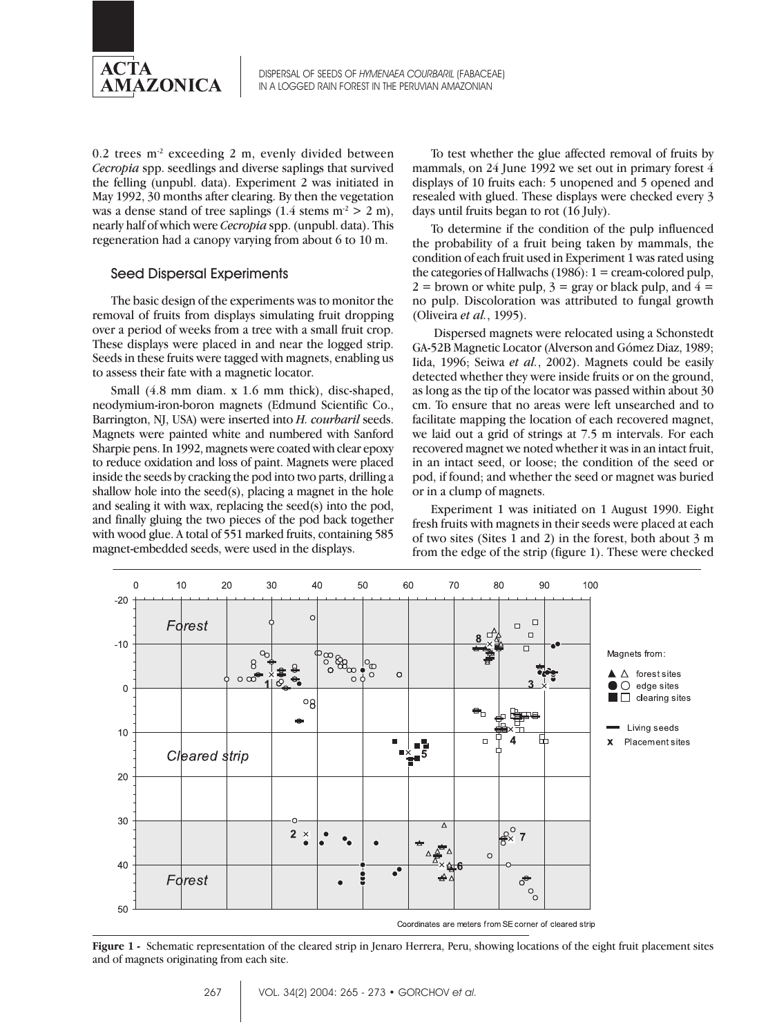0.2 trees m$^{-2}$ exceeding 2 m, evenly divided between *Cecropia* spp. seedlings and diverse saplings that survived the felling (unpubl. data). Experiment 2 was initiated in May 1992, 30 months after clearing. By then the vegetation was a dense stand of tree saplings (1.4 stems m$^{-2}$ > 2 m), nearly half of which were *Cecropia* spp. (unpubl. data). This regeneration had a canopy varying from about 6 to 10 m.

## Seed Dispersal Experiments

The basic design of the experiments was to monitor the removal of fruits from displays simulating fruit dropping over a period of weeks from a tree with a small fruit crop. These displays were placed in and near the logged strip. Seeds in these fruits were tagged with magnets, enabling us to assess their fate with a magnetic locator.

Small (4.8 mm diam. x 1.6 mm thick), disc-shaped, neodymium-iron-boron magnets (Edmund Scientific Co., Barrington, NJ, USA) were inserted into *H. courbaril* seeds. Magnets were painted white and numbered with Sanford Sharpie pens. In 1992, magnets were coated with clear epoxy to reduce oxidation and loss of paint. Magnets were placed inside the seeds by cracking the pod into two parts, drilling a shallow hole into the seed(s), placing a magnet in the hole and sealing it with wax, replacing the seed(s) into the pod, and finally gluing the two pieces of the pod back together with wood glue. A total of 551 marked fruits, containing 585 magnet-embedded seeds, were used in the displays.

To test whether the glue affected removal of fruits by mammals, on 24 June 1992 we set out in primary forest 4 displays of 10 fruits each: 5 unopened and 5 opened and resealed with glued. These displays were checked every 3 days until fruits began to rot (16 July).

To determine if the condition of the pulp influenced the probability of a fruit being taken by mammals, the condition of each fruit used in Experiment 1 was rated using the categories of Hallwachs (1986): 1 = cream-colored pulp, 2 = brown or white pulp, 3 = gray or black pulp, and 4 = no pulp. Discoloration was attributed to fungal growth (Oliveira *et al.*, 1995).

Dispersed magnets were relocated using a Schonstedt GA-52B Magnetic Locator (Alverson and Gómez Diaz, 1989; Iida, 1996; Seiwa *et al.*, 2002). Magnets could be easily detected whether they were inside fruits or on the ground, as long as the tip of the locator was passed within about 30 cm. To ensure that no areas were left unsearched and to facilitate mapping the location of each recovered magnet, we laid out a grid of strings at 7.5 m intervals. For each recovered magnet we noted whether it was in an intact fruit, in an intact seed, or loose; the condition of the seed or pod, if found; and whether the seed or magnet was buried or in a clump of magnets.

Experiment 1 was initiated on 1 August 1990. Eight fresh fruits with magnets in their seeds were placed at each of two sites (Sites 1 and 2) in the forest, both about 3 m from the edge of the strip (figure 1). These were checked

**Figure 1 -** Schematic representation of the cleared strip in Jenaro Herrera, Peru, showing locations of the eight fruit placement sites and of magnets originating from each site.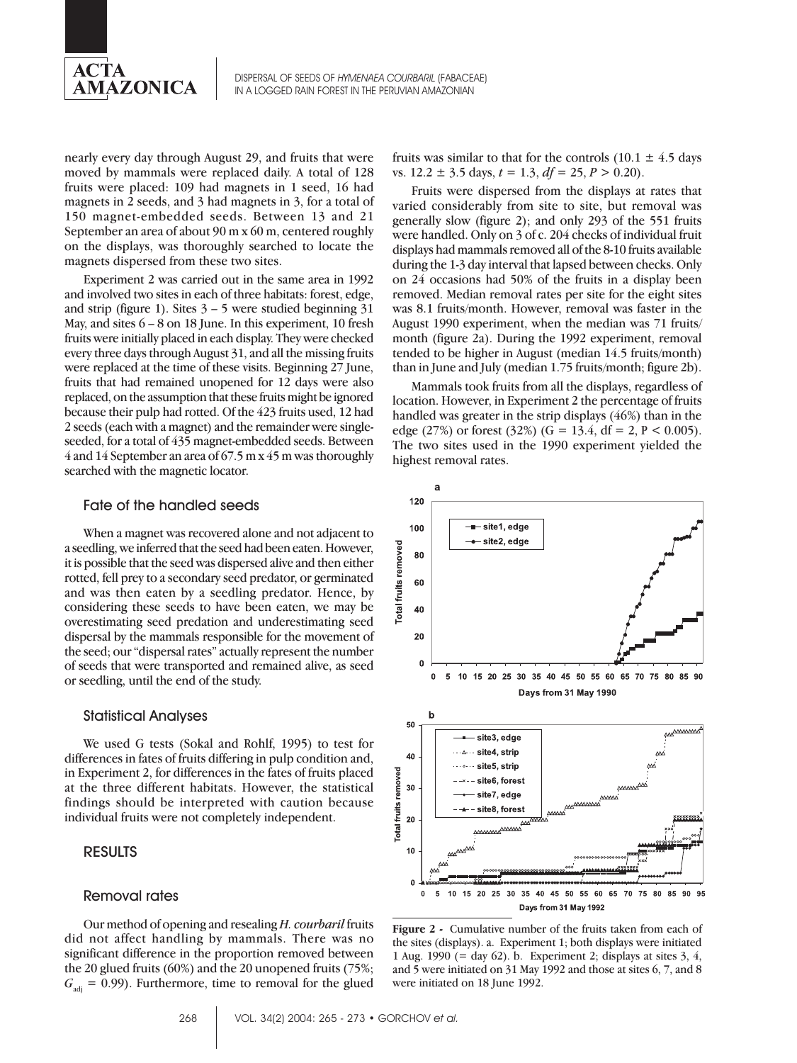nearly every day through August 29, and fruits that were moved by mammals were replaced daily. A total of 128 fruits were placed: 109 had magnets in 1 seed, 16 had magnets in 2 seeds, and 3 had magnets in 3, for a total of 150 magnet-embedded seeds. Between 13 and 21 September an area of about 90 m x 60 m, centered roughly on the displays, was thoroughly searched to locate the magnets dispersed from these two sites.

Experiment 2 was carried out in the same area in 1992 and involved two sites in each of three habitats: forest, edge, and strip (figure 1). Sites 3 – 5 were studied beginning 31 May, and sites 6 – 8 on 18 June. In this experiment, 10 fresh fruits were initially placed in each display. They were checked every three days through August 31, and all the missing fruits were replaced at the time of these visits. Beginning 27 June, fruits that had remained unopened for 12 days were also replaced, on the assumption that these fruits might be ignored because their pulp had rotted. Of the 423 fruits used, 12 had 2 seeds (each with a magnet) and the remainder were single-seeded, for a total of 435 magnet-embedded seeds. Between 4 and 14 September an area of 67.5 m x 45 m was thoroughly searched with the magnetic locator.

### Fate of the handled seeds

When a magnet was recovered alone and not adjacent to a seedling, we inferred that the seed had been eaten. However, it is possible that the seed was dispersed alive and then either rotted, fell prey to a secondary seed predator, or germinated and was then eaten by a seedling predator. Hence, by considering these seeds to have been eaten, we may be overestimating seed predation and underestimating seed dispersal by the mammals responsible for the movement of the seed; our "dispersal rates" actually represent the number of seeds that were transported and remained alive, as seed or seedling, until the end of the study.

### Statistical Analyses

We used G tests (Sokal and Rohlf, 1995) to test for differences in fates of fruits differing in pulp condition and, in Experiment 2, for differences in the fates of fruits placed at the three different habitats. However, the statistical findings should be interpreted with caution because individual fruits were not completely independent.

## RESULTS

### Removal rates

Our method of opening and resealing *H. courbaril* fruits did not affect handling by mammals. There was no significant difference in the proportion removed between the 20 glued fruits (60%) and the 20 unopened fruits (75%; $G_{adj} = 0.99$). Furthermore, time to removal for the glued fruits was similar to that for the controls ($10.1 \pm 4.5$ days vs. $12.2 \pm 3.5$ days, $t = 1.3$, $df = 25$, $P > 0.20$).

Fruits were dispersed from the displays at rates that varied considerably from site to site, but removal was generally slow (figure 2); and only 293 of the 551 fruits were handled. Only on 3 of c. 204 checks of individual fruit displays had mammals removed all of the 8-10 fruits available during the 1-3 day interval that lapsed between checks. Only on 24 occasions had 50% of the fruits in a display been removed. Median removal rates per site for the eight sites was 8.1 fruits/month. However, removal was faster in the August 1990 experiment, when the median was 71 fruits/month (figure 2a). During the 1992 experiment, removal tended to be higher in August (median 14.5 fruits/month) than in June and July (median 1.75 fruits/month; figure 2b).

Mammals took fruits from all the displays, regardless of location. However, in Experiment 2 the percentage of fruits handled was greater in the strip displays (46%) than in the edge (27%) or forest (32%) ($G = 13.4$, $df = 2$, $P < 0.005$). The two sites used in the 1990 experiment yielded the highest removal rates.

**Figure 2 -** Cumulative number of the fruits taken from each of the sites (displays). a. Experiment 1; both displays were initiated 1 Aug. 1990 (= day 62). b. Experiment 2; displays at sites 3, 4, and 5 were initiated on 31 May 1992 and those at sites 6, 7, and 8 were initiated on 18 June 1992.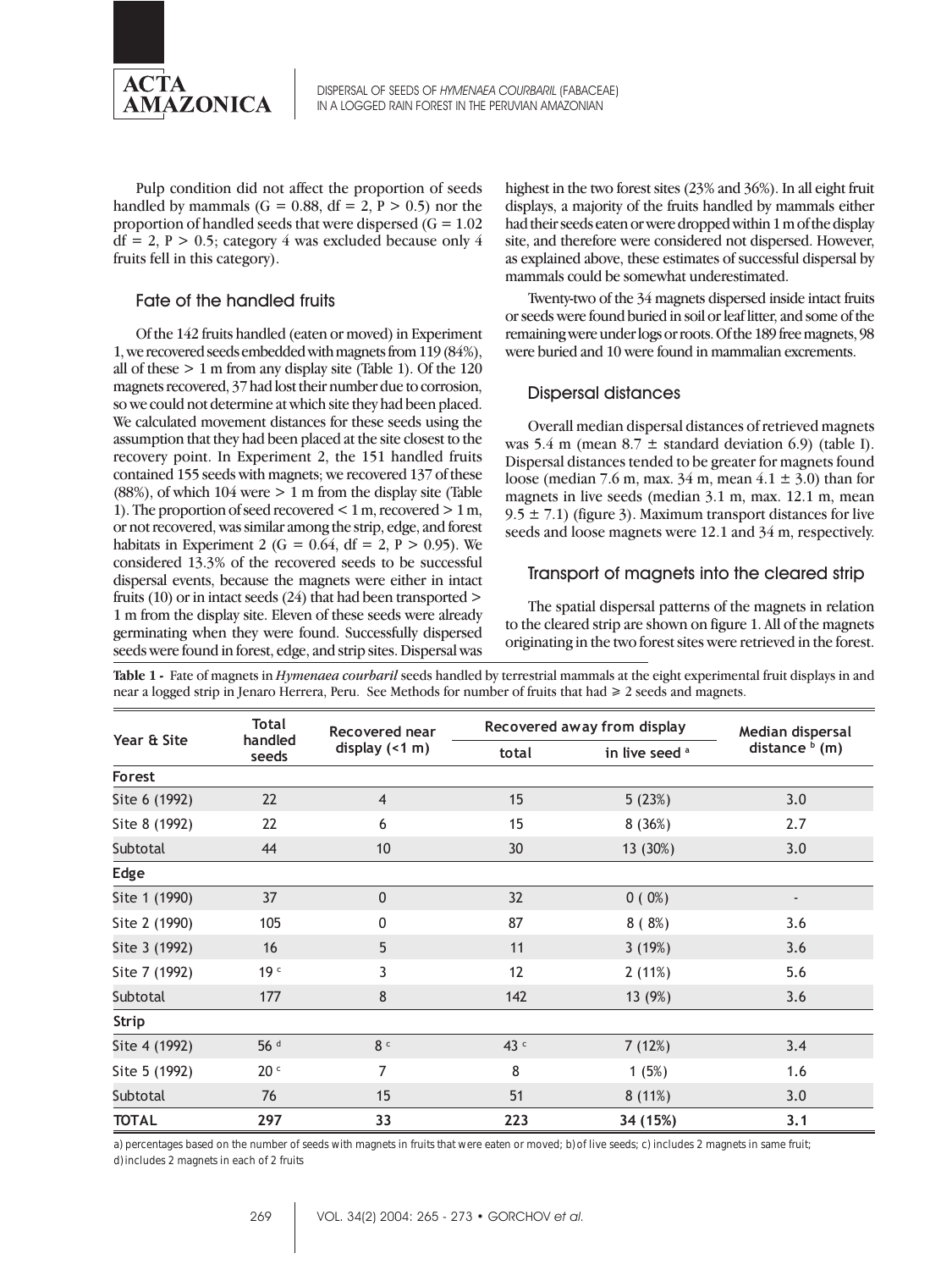Pulp condition did not affect the proportion of seeds handled by mammals ($G = 0.88$, $df = 2$, $P > 0.5$) nor the proportion of handled seeds that were dispersed ($G = 1.02$ $df = 2$, $P > 0.5$; category 4 was excluded because only 4 fruits fell in this category).

### Fate of the handled fruits

Of the 142 fruits handled (eaten or moved) in Experiment 1, we recovered seeds embedded with magnets from 119 (84%), all of these > 1 m from any display site (Table 1). Of the 120 magnets recovered, 37 had lost their number due to corrosion, so we could not determine at which site they had been placed. We calculated movement distances for these seeds using the assumption that they had been placed at the site closest to the recovery point. In Experiment 2, the 151 handled fruits contained 155 seeds with magnets; we recovered 137 of these (88%), of which 104 were > 1 m from the display site (Table 1). The proportion of seed recovered < 1 m, recovered > 1 m, or not recovered, was similar among the strip, edge, and forest habitats in Experiment 2 ($G = 0.64$, $df = 2$, $P > 0.95$). We considered 13.3% of the recovered seeds to be successful dispersal events, because the magnets were either in intact fruits (10) or in intact seeds (24) that had been transported > 1 m from the display site. Eleven of these seeds were already germinating when they were found. Successfully dispersed seeds were found in forest, edge, and strip sites. Dispersal was highest in the two forest sites (23% and 36%). In all eight fruit displays, a majority of the fruits handled by mammals either had their seeds eaten or were dropped within 1 m of the display site, and therefore were considered not dispersed. However, as explained above, these estimates of successful dispersal by mammals could be somewhat underestimated.

Twenty-two of the 34 magnets dispersed inside intact fruits or seeds were found buried in soil or leaf litter, and some of the remaining were under logs or roots. Of the 189 free magnets, 98 were buried and 10 were found in mammalian excrements.

### Dispersal distances

Overall median dispersal distances of retrieved magnets was 5.4 m (mean 8.7 ± standard deviation 6.9) (table I). Dispersal distances tended to be greater for magnets found loose (median 7.6 m, max. 34 m, mean 4.1 ± 3.0) than for magnets in live seeds (median 3.1 m, max. 12.1 m, mean 9.5 ± 7.1) (figure 3). Maximum transport distances for live seeds and loose magnets were 12.1 and 34 m, respectively.

### Transport of magnets into the cleared strip

The spatial dispersal patterns of the magnets in relation to the cleared strip are shown on figure 1. All of the magnets originating in the two forest sites were retrieved in the forest.

**Table 1 -** Fate of magnets in *Hymenaea courbaril* seeds handled by terrestrial mammals at the eight experimental fruit displays in and near a logged strip in Jenaro Herrera, Peru. See Methods for number of fruits that had ≥ 2 seeds and magnets.

| Year & Site | Total handled seeds | Recovered near display (<1 m) | Recovered away from display | | Median dispersal distance [b] (m) |
|---|---|---|---|---|---|
| | | | total | in live seed [a] | |
| **Forest** | | | | | |
| Site 6 (1992) | 22 | 4 | 15 | 5 (23%) | 3.0 |
| Site 8 (1992) | 22 | 6 | 15 | 8 (36%) | 2.7 |
| Subtotal | 44 | 10 | 30 | 13 (30%) | 3.0 |
| **Edge** | | | | | |
| Site 1 (1990) | 37 | 0 | 32 | 0 ( 0%) | - |
| Site 2 (1990) | 105 | 0 | 87 | 8 ( 8%) | 3.6 |
| Site 3 (1992) | 16 | 5 | 11 | 3 (19%) | 3.6 |
| Site 7 (1992) | 19 [c] | 3 | 12 | 2 (11%) | 5.6 |
| Subtotal | 177 | 8 | 142 | 13 (9%) | 3.6 |
| **Strip** | | | | | |
| Site 4 (1992) | 56 [d] | 8 [c] | 43 [c] | 7 (12%) | 3.4 |
| Site 5 (1992) | 20 [c] | 7 | 8 | 1 (5%) | 1.6 |
| Subtotal | 76 | 15 | 51 | 8 (11%) | 3.0 |
| **TOTAL** | **297** | **33** | **223** | **34 (15%)** | **3.1** |

a) percentages based on the number of seeds with magnets in fruits that were eaten or moved; b) of live seeds; c) includes 2 magnets in same fruit; d) includes 2 magnets in each of 2 fruits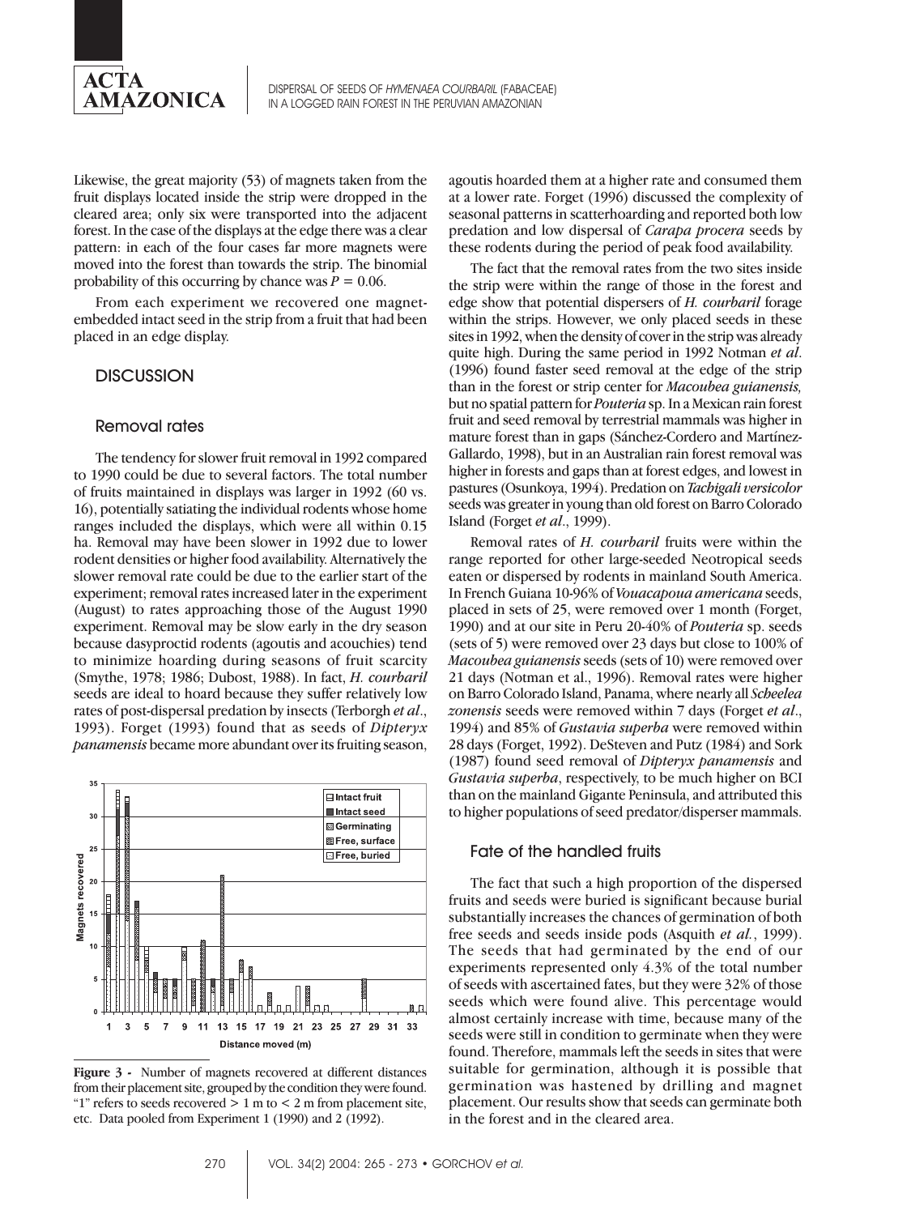Likewise, the great majority (53) of magnets taken from the fruit displays located inside the strip were dropped in the cleared area; only six were transported into the adjacent forest. In the case of the displays at the edge there was a clear pattern: in each of the four cases far more magnets were moved into the forest than towards the strip. The binomial probability of this occurring by chance was $P = 0.06$.

From each experiment we recovered one magnet-embedded intact seed in the strip from a fruit that had been placed in an edge display.

## DISCUSSION

### Removal rates

The tendency for slower fruit removal in 1992 compared to 1990 could be due to several factors. The total number of fruits maintained in displays was larger in 1992 (60 vs. 16), potentially satiating the individual rodents whose home ranges included the displays, which were all within 0.15 ha. Removal may have been slower in 1992 due to lower rodent densities or higher food availability. Alternatively the slower removal rate could be due to the earlier start of the experiment; removal rates increased later in the experiment (August) to rates approaching those of the August 1990 experiment. Removal may be slow early in the dry season because dasyproctid rodents (agoutis and acouchies) tend to minimize hoarding during seasons of fruit scarcity (Smythe, 1978; 1986; Dubost, 1988). In fact, *H. courbaril* seeds are ideal to hoard because they suffer relatively low rates of post-dispersal predation by insects (Terborgh *et al*., 1993). Forget (1993) found that as seeds of *Dipteryx panamensis* became more abundant over its fruiting season, agoutis hoarded them at a higher rate and consumed them at a lower rate. Forget (1996) discussed the complexity of seasonal patterns in scatterhoarding and reported both low predation and low dispersal of *Carapa procera* seeds by these rodents during the period of peak food availability.

The fact that the removal rates from the two sites inside the strip were within the range of those in the forest and edge show that potential dispersers of *H. courbaril* forage within the strips. However, we only placed seeds in these sites in 1992, when the density of cover in the strip was already quite high. During the same period in 1992 Notman *et al*. (1996) found faster seed removal at the edge of the strip than in the forest or strip center for *Macoubea guianensis,* but no spatial pattern for *Pouteria* sp. In a Mexican rain forest fruit and seed removal by terrestrial mammals was higher in mature forest than in gaps (Sánchez-Cordero and Martínez-Gallardo, 1998), but in an Australian rain forest removal was higher in forests and gaps than at forest edges, and lowest in pastures (Osunkoya, 1994). Predation on *Tachigali versicolor* seeds was greater in young than old forest on Barro Colorado Island (Forget *et al*., 1999).

Removal rates of *H. courbaril* fruits were within the range reported for other large-seeded Neotropical seeds eaten or dispersed by rodents in mainland South America. In French Guiana 10-96% of *Vouacapoua americana* seeds, placed in sets of 25, were removed over 1 month (Forget, 1990) and at our site in Peru 20-40% of *Pouteria* sp. seeds (sets of 5) were removed over 23 days but close to 100% of *Macoubea guianensis* seeds (sets of 10) were removed over 21 days (Notman et al., 1996). Removal rates were higher on Barro Colorado Island, Panama, where nearly all *Scheelea zonensis* seeds were removed within 7 days (Forget *et al*., 1994) and 85% of *Gustavia superba* were removed within 28 days (Forget, 1992). DeSteven and Putz (1984) and Sork (1987) found seed removal of *Dipteryx panamensis* and *Gustavia superba*, respectively, to be much higher on BCI than on the mainland Gigante Peninsula, and attributed this to higher populations of seed predator/disperser mammals.

### Fate of the handled fruits

The fact that such a high proportion of the dispersed fruits and seeds were buried is significant because burial substantially increases the chances of germination of both free seeds and seeds inside pods (Asquith *et al.*, 1999). The seeds that had germinated by the end of our experiments represented only 4.3% of the total number of seeds with ascertained fates, but they were 32% of those seeds which were found alive. This percentage would almost certainly increase with time, because many of the seeds were still in condition to germinate when they were found. Therefore, mammals left the seeds in sites that were suitable for germination, although it is possible that germination was hastened by drilling and magnet placement. Our results show that seeds can germinate both in the forest and in the cleared area.

**Figure 3 -** Number of magnets recovered at different distances from their placement site, grouped by the condition they were found. "1" refers to seeds recovered > 1 m to < 2 m from placement site, etc. Data pooled from Experiment 1 (1990) and 2 (1992).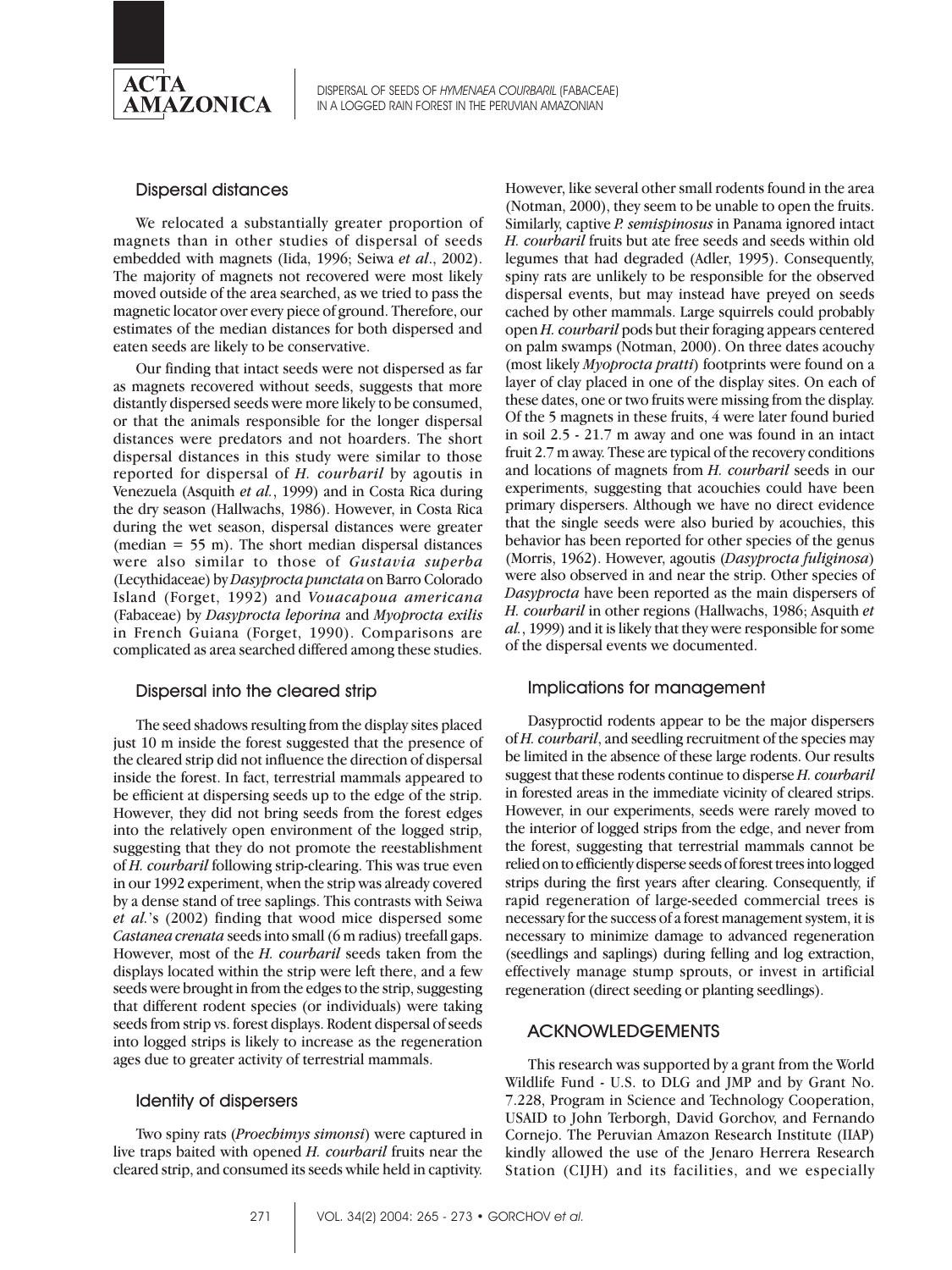### Dispersal distances

We relocated a substantially greater proportion of magnets than in other studies of dispersal of seeds embedded with magnets (Iida, 1996; Seiwa *et al*., 2002). The majority of magnets not recovered were most likely moved outside of the area searched, as we tried to pass the magnetic locator over every piece of ground. Therefore, our estimates of the median distances for both dispersed and eaten seeds are likely to be conservative.

Our finding that intact seeds were not dispersed as far as magnets recovered without seeds, suggests that more distantly dispersed seeds were more likely to be consumed, or that the animals responsible for the longer dispersal distances were predators and not hoarders. The short dispersal distances in this study were similar to those reported for dispersal of *H. courbaril* by agoutis in Venezuela (Asquith *et al.*, 1999) and in Costa Rica during the dry season (Hallwachs, 1986). However, in Costa Rica during the wet season, dispersal distances were greater (median = 55 m). The short median dispersal distances were also similar to those of *Gustavia superba* (Lecythidaceae) by *Dasyprocta punctata* on Barro Colorado Island (Forget, 1992) and *Vouacapoua americana* (Fabaceae) by *Dasyprocta leporina* and *Myoprocta exilis* in French Guiana (Forget, 1990). Comparisons are complicated as area searched differed among these studies.

### Dispersal into the cleared strip

The seed shadows resulting from the display sites placed just 10 m inside the forest suggested that the presence of the cleared strip did not influence the direction of dispersal inside the forest. In fact, terrestrial mammals appeared to be efficient at dispersing seeds up to the edge of the strip. However, they did not bring seeds from the forest edges into the relatively open environment of the logged strip, suggesting that they do not promote the reestablishment of *H. courbaril* following strip-clearing. This was true even in our 1992 experiment, when the strip was already covered by a dense stand of tree saplings. This contrasts with Seiwa *et al.*'s (2002) finding that wood mice dispersed some *Castanea crenata* seeds into small (6 m radius) treefall gaps. However, most of the *H. courbaril* seeds taken from the displays located within the strip were left there, and a few seeds were brought in from the edges to the strip, suggesting that different rodent species (or individuals) were taking seeds from strip vs. forest displays. Rodent dispersal of seeds into logged strips is likely to increase as the regeneration ages due to greater activity of terrestrial mammals.

### Identity of dispersers

Two spiny rats (*Proechimys simonsi*) were captured in live traps baited with opened *H. courbaril* fruits near the cleared strip, and consumed its seeds while held in captivity. However, like several other small rodents found in the area (Notman, 2000), they seem to be unable to open the fruits. Similarly, captive *P. semispinosus* in Panama ignored intact *H. courbaril* fruits but ate free seeds and seeds within old legumes that had degraded (Adler, 1995). Consequently, spiny rats are unlikely to be responsible for the observed dispersal events, but may instead have preyed on seeds cached by other mammals. Large squirrels could probably open *H. courbaril* pods but their foraging appears centered on palm swamps (Notman, 2000). On three dates acouchy (most likely *Myoprocta pratti*) footprints were found on a layer of clay placed in one of the display sites. On each of these dates, one or two fruits were missing from the display. Of the 5 magnets in these fruits, 4 were later found buried in soil 2.5 - 21.7 m away and one was found in an intact fruit 2.7 m away. These are typical of the recovery conditions and locations of magnets from *H. courbaril* seeds in our experiments, suggesting that acouchies could have been primary dispersers. Although we have no direct evidence that the single seeds were also buried by acouchies, this behavior has been reported for other species of the genus (Morris, 1962). However, agoutis (*Dasyprocta fuliginosa*) were also observed in and near the strip. Other species of *Dasyprocta* have been reported as the main dispersers of *H. courbaril* in other regions (Hallwachs, 1986; Asquith *et al.*, 1999) and it is likely that they were responsible for some of the dispersal events we documented.

### Implications for management

Dasyproctid rodents appear to be the major dispersers of *H. courbaril*, and seedling recruitment of the species may be limited in the absence of these large rodents. Our results suggest that these rodents continue to disperse *H. courbaril* in forested areas in the immediate vicinity of cleared strips. However, in our experiments, seeds were rarely moved to the interior of logged strips from the edge, and never from the forest, suggesting that terrestrial mammals cannot be relied on to efficiently disperse seeds of forest trees into logged strips during the first years after clearing. Consequently, if rapid regeneration of large-seeded commercial trees is necessary for the success of a forest management system, it is necessary to minimize damage to advanced regeneration (seedlings and saplings) during felling and log extraction, effectively manage stump sprouts, or invest in artificial regeneration (direct seeding or planting seedlings).

## ACKNOWLEDGEMENTS

This research was supported by a grant from the World Wildlife Fund - U.S. to DLG and JMP and by Grant No. 7.228, Program in Science and Technology Cooperation, USAID to John Terborgh, David Gorchov, and Fernando Cornejo. The Peruvian Amazon Research Institute (IIAP) kindly allowed the use of the Jenaro Herrera Research Station (CIJH) and its facilities, and we especially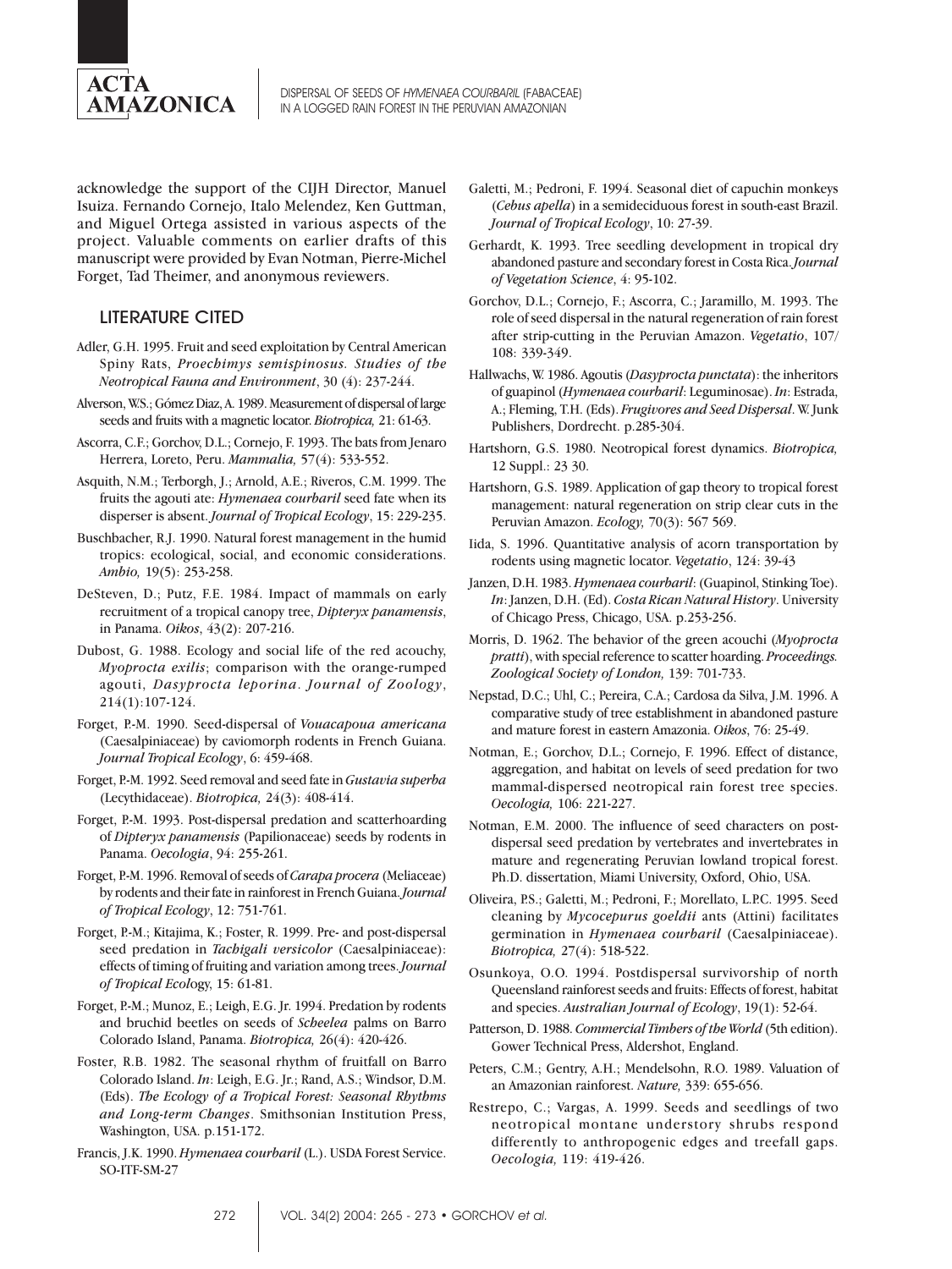acknowledge the support of the CIJH Director, Manuel Isuiza. Fernando Cornejo, Italo Melendez, Ken Guttman, and Miguel Ortega assisted in various aspects of the project. Valuable comments on earlier drafts of this manuscript were provided by Evan Notman, Pierre-Michel Forget, Tad Theimer, and anonymous reviewers.

## LITERATURE CITED

Adler, G.H. 1995. Fruit and seed exploitation by Central American Spiny Rats, *Proechimys semispinosus*. *Studies of the Neotropical Fauna and Environment*, 30 (4): 237-244.

Alverson, W.S.; Gómez Diaz, A. 1989. Measurement of dispersal of large seeds and fruits with a magnetic locator. *Biotropica,* 21: 61-63.

Ascorra, C.F.; Gorchov, D.L.; Cornejo, F. 1993. The bats from Jenaro Herrera, Loreto, Peru. *Mammalia,* 57(4): 533-552.

Asquith, N.M.; Terborgh, J.; Arnold, A.E.; Riveros, C.M. 1999. The fruits the agouti ate: *Hymenaea courbaril* seed fate when its disperser is absent. *Journal of Tropical Ecology*, 15: 229-235.

Buschbacher, R.J. 1990. Natural forest management in the humid tropics: ecological, social, and economic considerations. *Ambio,* 19(5): 253-258.

DeSteven, D.; Putz, F.E. 1984. Impact of mammals on early recruitment of a tropical canopy tree, *Dipteryx panamensis*, in Panama. *Oikos*, 43(2): 207-216.

Dubost, G. 1988. Ecology and social life of the red acouchy, *Myoprocta exilis*; comparison with the orange-rumped agouti, *Dasyprocta leporina*. *Journal of Zoology*, 214(1):107-124.

Forget, P.-M. 1990. Seed-dispersal of *Vouacapoua americana* (Caesalpiniaceae) by caviomorph rodents in French Guiana. *Journal Tropical Ecology*, 6: 459-468.

Forget, P.-M. 1992. Seed removal and seed fate in *Gustavia superba* (Lecythidaceae). *Biotropica,* 24(3): 408-414.

Forget, P.-M. 1993. Post-dispersal predation and scatterhoarding of *Dipteryx panamensis* (Papilionaceae) seeds by rodents in Panama. *Oecologia*, 94: 255-261.

Forget, P.-M. 1996. Removal of seeds of *Carapa procera* (Meliaceae) by rodents and their fate in rainforest in French Guiana. *Journal of Tropical Ecology*, 12: 751-761.

Forget, P.-M.; Kitajima, K.; Foster, R. 1999. Pre- and post-dispersal seed predation in *Tachigali versicolor* (Caesalpiniaceae): effects of timing of fruiting and variation among trees. *Journal of Tropical Ecol*ogy, 15: 61-81.

Forget, P.-M.; Munoz, E.; Leigh, E.G. Jr. 1994. Predation by rodents and bruchid beetles on seeds of *Scheelea* palms on Barro Colorado Island, Panama. *Biotropica,* 26(4): 420-426.

Foster, R.B. 1982. The seasonal rhythm of fruitfall on Barro Colorado Island. *In*: Leigh, E.G. Jr.; Rand, A.S.; Windsor, D.M. (Eds). *The Ecology of a Tropical Forest: Seasonal Rhythms and Long-term Changes*. Smithsonian Institution Press, Washington, USA. p.151-172.

Francis, J.K. 1990. *Hymenaea courbaril* (L.). USDA Forest Service. SO-ITF-SM-27

Galetti, M.; Pedroni, F. 1994. Seasonal diet of capuchin monkeys (*Cebus apella*) in a semideciduous forest in south-east Brazil. *Journal of Tropical Ecology*, 10: 27-39.

Gerhardt, K. 1993. Tree seedling development in tropical dry abandoned pasture and secondary forest in Costa Rica. *Journal of Vegetation Science*, 4: 95-102.

Gorchov, D.L.; Cornejo, F.; Ascorra, C.; Jaramillo, M. 1993. The role of seed dispersal in the natural regeneration of rain forest after strip-cutting in the Peruvian Amazon. *Vegetatio*, 107/108: 339-349.

Hallwachs, W. 1986. Agoutis (*Dasyprocta punctata*): the inheritors of guapinol (*Hymenaea courbaril*: Leguminosae). *In*: Estrada, A.; Fleming, T.H. (Eds). *Frugivores and Seed Dispersal*. W. Junk Publishers, Dordrecht. p.285-304.

Hartshorn, G.S. 1980. Neotropical forest dynamics. *Biotropica,* 12 Suppl.: 23 30.

Hartshorn, G.S. 1989. Application of gap theory to tropical forest management: natural regeneration on strip clear cuts in the Peruvian Amazon. *Ecology,* 70(3): 567 569.

Iida, S. 1996. Quantitative analysis of acorn transportation by rodents using magnetic locator. *Vegetatio*, 124: 39-43

Janzen, D.H. 1983. *Hymenaea courbaril*: (Guapinol, Stinking Toe). *In*: Janzen, D.H. (Ed). *Costa Rican Natural History*. University of Chicago Press, Chicago, USA. p.253-256.

Morris, D. 1962. The behavior of the green acouchi (*Myoprocta pratti*), with special reference to scatter hoarding. *Proceedings. Zoological Society of London,* 139: 701-733.

Nepstad, D.C.; Uhl, C.; Pereira, C.A.; Cardosa da Silva, J.M. 1996. A comparative study of tree establishment in abandoned pasture and mature forest in eastern Amazonia. *Oikos*, 76: 25-49.

Notman, E.; Gorchov, D.L.; Cornejo, F. 1996. Effect of distance, aggregation, and habitat on levels of seed predation for two mammal-dispersed neotropical rain forest tree species. *Oecologia,* 106: 221-227.

Notman, E.M. 2000. The influence of seed characters on post-dispersal seed predation by vertebrates and invertebrates in mature and regenerating Peruvian lowland tropical forest. Ph.D. dissertation, Miami University, Oxford, Ohio, USA.

Oliveira, P.S.; Galetti, M.; Pedroni, F.; Morellato, L.P.C. 1995. Seed cleaning by *Mycocepurus goeldii* ants (Attini) facilitates germination in *Hymenaea courbaril* (Caesalpiniaceae). *Biotropica,* 27(4): 518-522.

Osunkoya, O.O. 1994. Postdispersal survivorship of north Queensland rainforest seeds and fruits: Effects of forest, habitat and species. *Australian Journal of Ecology*, 19(1): 52-64.

Patterson, D. 1988. *Commercial Timbers of the World* (5th edition). Gower Technical Press, Aldershot, England.

Peters, C.M.; Gentry, A.H.; Mendelsohn, R.O. 1989. Valuation of an Amazonian rainforest. *Nature,* 339: 655-656.

Restrepo, C.; Vargas, A. 1999. Seeds and seedlings of two neotropical montane understory shrubs respond differently to anthropogenic edges and treefall gaps. *Oecologia,* 119: 419-426.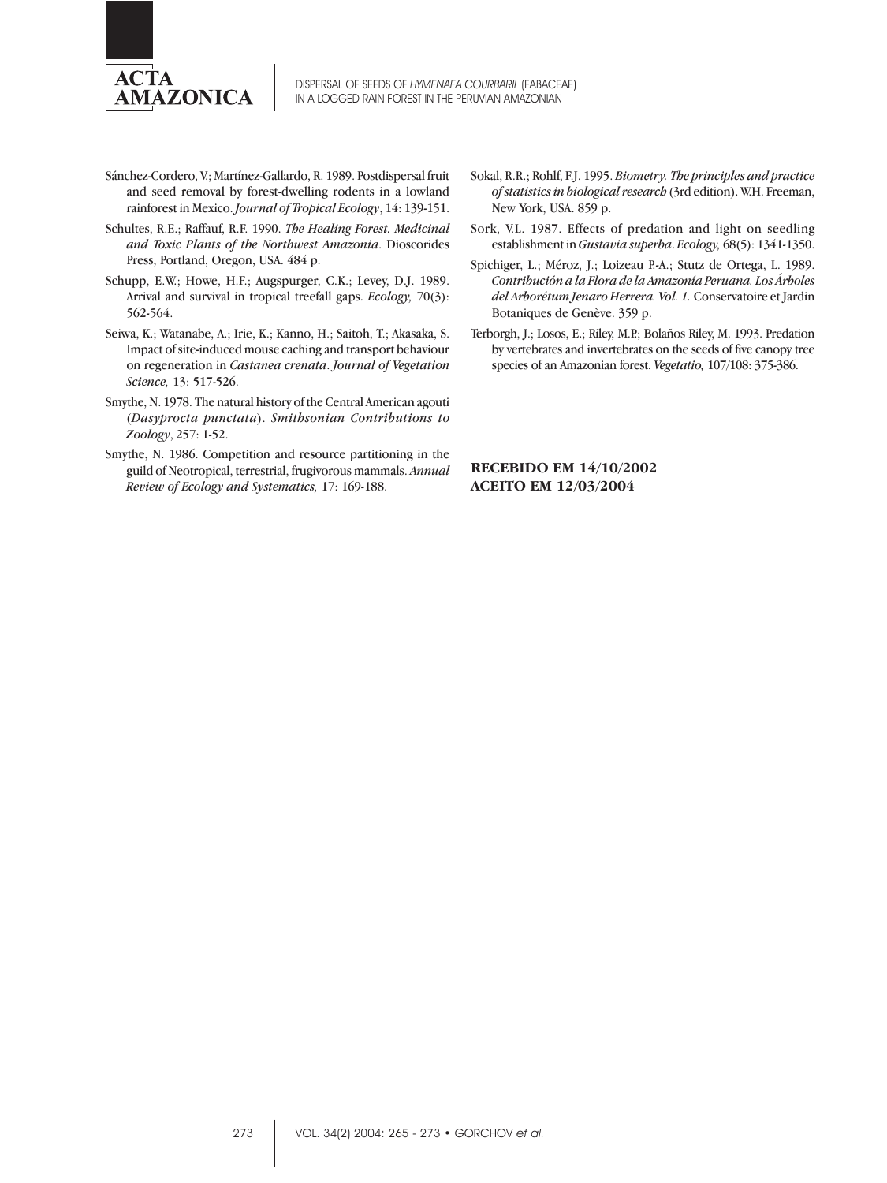Sánchez-Cordero, V.; Martínez-Gallardo, R. 1989. Postdispersal fruit and seed removal by forest-dwelling rodents in a lowland rainforest in Mexico. *Journal of Tropical Ecology*, 14: 139-151.

Schultes, R.E.; Raffauf, R.F. 1990. *The Healing Forest. Medicinal and Toxic Plants of the Northwest Amazonia.* Dioscorides Press, Portland, Oregon, USA. 484 p.

Schupp, E.W.; Howe, H.F.; Augspurger, C.K.; Levey, D.J. 1989. Arrival and survival in tropical treefall gaps. *Ecology,* 70(3): 562-564.

Seiwa, K.; Watanabe, A.; Irie, K.; Kanno, H.; Saitoh, T.; Akasaka, S. Impact of site-induced mouse caching and transport behaviour on regeneration in *Castanea crenata*. *Journal of Vegetation Science,* 13: 517-526.

Smythe, N. 1978. The natural history of the Central American agouti (*Dasyprocta punctata*). *Smithsonian Contributions to Zoology*, 257: 1-52.

Smythe, N. 1986. Competition and resource partitioning in the guild of Neotropical, terrestrial, frugivorous mammals. *Annual Review of Ecology and Systematics,* 17: 169-188.

Sokal, R.R.; Rohlf, F.J. 1995. *Biometry. The principles and practice of statistics in biological research* (3rd edition). W.H. Freeman, New York, USA. 859 p.

Sork, V.L. 1987. Effects of predation and light on seedling establishment in *Gustavia superba*. *Ecology,* 68(5): 1341-1350.

Spichiger, L.; Méroz, J.; Loizeau P.-A.; Stutz de Ortega, L. 1989. *Contribución a la Flora de la Amazonía Peruana. Los Árboles del Arborétum Jenaro Herrera. Vol. 1.* Conservatoire et Jardin Botaniques de Genève. 359 p.

Terborgh, J.; Losos, E.; Riley, M.P.; Bolaños Riley, M. 1993. Predation by vertebrates and invertebrates on the seeds of five canopy tree species of an Amazonian forest. *Vegetatio,* 107/108: 375-386.

**RECEBIDO EM 14/10/2002**
**ACEITO EM 12/03/2004**